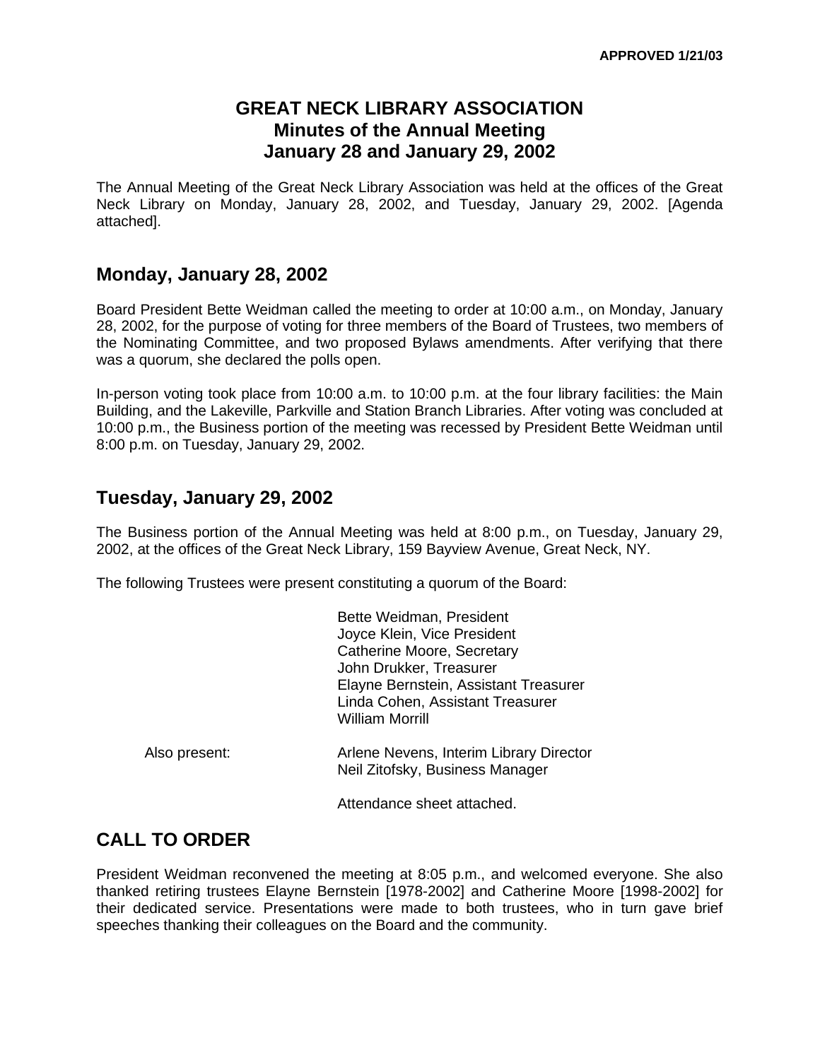**APPROVED 1/21/03**

# GREAT NECK LIBRARY ASSOCIATION
## Minutes of the Annual Meeting
## January 28 and January 29, 2002

The Annual Meeting of the Great Neck Library Association was held at the offices of the Great Neck Library on Monday, January 28, 2002, and Tuesday, January 29, 2002. [Agenda attached].

## Monday, January 28, 2002

Board President Bette Weidman called the meeting to order at 10:00 a.m., on Monday, January 28, 2002, for the purpose of voting for three members of the Board of Trustees, two members of the Nominating Committee, and two proposed Bylaws amendments. After verifying that there was a quorum, she declared the polls open.

In-person voting took place from 10:00 a.m. to 10:00 p.m. at the four library facilities: the Main Building, and the Lakeville, Parkville and Station Branch Libraries. After voting was concluded at 10:00 p.m., the Business portion of the meeting was recessed by President Bette Weidman until 8:00 p.m. on Tuesday, January 29, 2002.

## Tuesday, January 29, 2002

The Business portion of the Annual Meeting was held at 8:00 p.m., on Tuesday, January 29, 2002, at the offices of the Great Neck Library, 159 Bayview Avenue, Great Neck, NY.

The following Trustees were present constituting a quorum of the Board:

Bette Weidman, President
Joyce Klein, Vice President
Catherine Moore, Secretary
John Drukker, Treasurer
Elayne Bernstein, Assistant Treasurer
Linda Cohen, Assistant Treasurer
William Morrill

Also present:
Arlene Nevens, Interim Library Director
Neil Zitofsky, Business Manager

Attendance sheet attached.

## CALL TO ORDER

President Weidman reconvened the meeting at 8:05 p.m., and welcomed everyone. She also thanked retiring trustees Elayne Bernstein [1978-2002] and Catherine Moore [1998-2002] for their dedicated service. Presentations were made to both trustees, who in turn gave brief speeches thanking their colleagues on the Board and the community.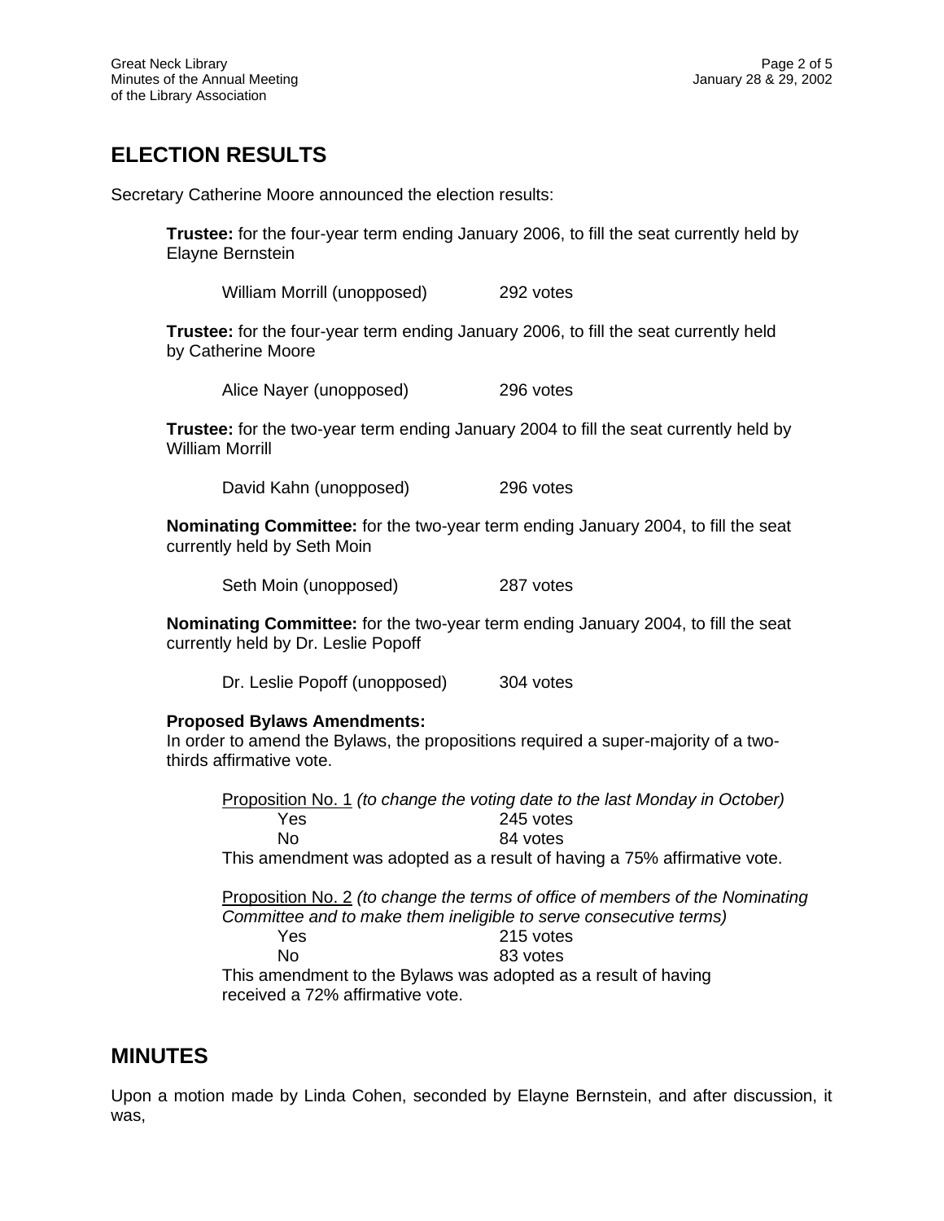## ELECTION RESULTS

Secretary Catherine Moore announced the election results:

**Trustee:** for the four-year term ending January 2006, to fill the seat currently held by Elayne Bernstein

William Morrill (unopposed) 292 votes

**Trustee:** for the four-year term ending January 2006, to fill the seat currently held by Catherine Moore

Alice Nayer (unopposed) 296 votes

**Trustee:** for the two-year term ending January 2004 to fill the seat currently held by William Morrill

David Kahn (unopposed) 296 votes

**Nominating Committee:** for the two-year term ending January 2004, to fill the seat currently held by Seth Moin

Seth Moin (unopposed) 287 votes

**Nominating Committee:** for the two-year term ending January 2004, to fill the seat currently held by Dr. Leslie Popoff

Dr. Leslie Popoff (unopposed) 304 votes

**Proposed Bylaws Amendments:**
In order to amend the Bylaws, the propositions required a super-majority of a two-thirds affirmative vote.

Proposition No. 1 *(to change the voting date to the last Monday in October)*
Yes 245 votes
No 84 votes
This amendment was adopted as a result of having a 75% affirmative vote.

Proposition No. 2 *(to change the terms of office of members of the Nominating Committee and to make them ineligible to serve consecutive terms)*
Yes 215 votes
No 83 votes
This amendment to the Bylaws was adopted as a result of having received a 72% affirmative vote.

## MINUTES

Upon a motion made by Linda Cohen, seconded by Elayne Bernstein, and after discussion, it was,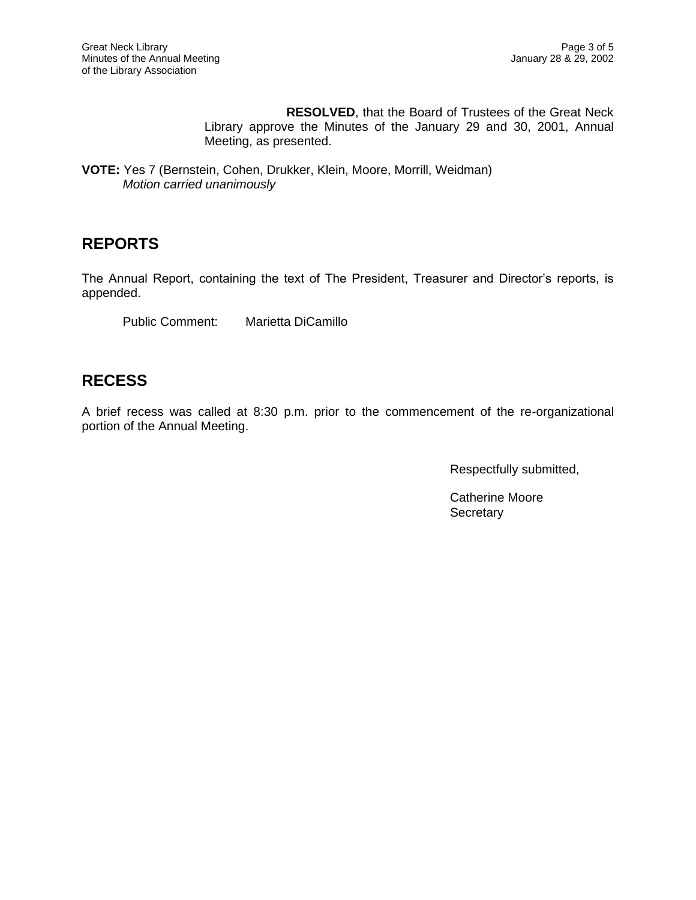**RESOLVED**, that the Board of Trustees of the Great Neck Library approve the Minutes of the January 29 and 30, 2001, Annual Meeting, as presented.

**VOTE:** Yes 7 (Bernstein, Cohen, Drukker, Klein, Moore, Morrill, Weidman)
*Motion carried unanimously*

## REPORTS

The Annual Report, containing the text of The President, Treasurer and Director's reports, is appended.

Public Comment: Marietta DiCamillo

## RECESS

A brief recess was called at 8:30 p.m. prior to the commencement of the re-organizational portion of the Annual Meeting.

Respectfully submitted,

Catherine Moore
Secretary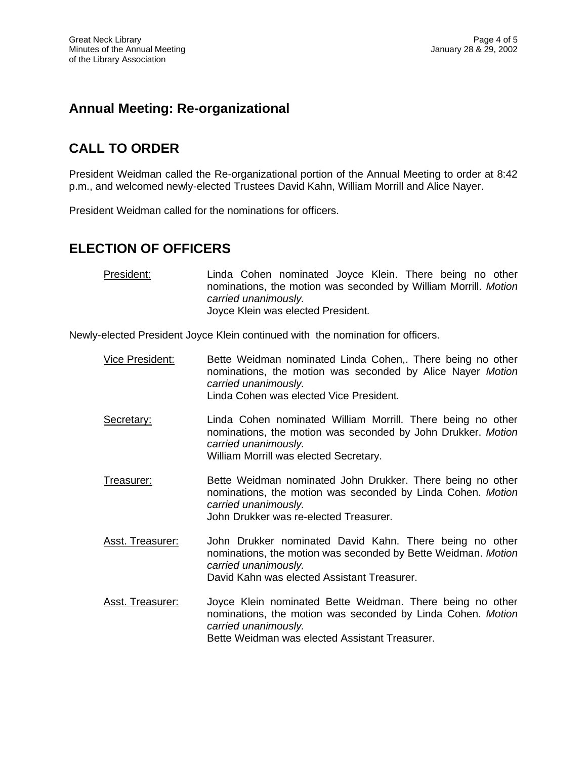## Annual Meeting: Re-organizational

## CALL TO ORDER

President Weidman called the Re-organizational portion of the Annual Meeting to order at 8:42 p.m., and welcomed newly-elected Trustees David Kahn, William Morrill and Alice Nayer.

President Weidman called for the nominations for officers.

## ELECTION OF OFFICERS

<u>President:</u> Linda Cohen nominated Joyce Klein. There being no other nominations, the motion was seconded by William Morrill. *Motion carried unanimously.*
Joyce Klein was elected President.

Newly-elected President Joyce Klein continued with the nomination for officers.

<u>Vice President:</u> Bette Weidman nominated Linda Cohen,. There being no other nominations, the motion was seconded by Alice Nayer *Motion carried unanimously.*
Linda Cohen was elected Vice President.

<u>Secretary:</u> Linda Cohen nominated William Morrill. There being no other nominations, the motion was seconded by John Drukker. *Motion carried unanimously.*
William Morrill was elected Secretary.

<u>Treasurer:</u> Bette Weidman nominated John Drukker. There being no other nominations, the motion was seconded by Linda Cohen. *Motion carried unanimously.*
John Drukker was re-elected Treasurer.

<u>Asst. Treasurer:</u> John Drukker nominated David Kahn. There being no other nominations, the motion was seconded by Bette Weidman. *Motion carried unanimously.*
David Kahn was elected Assistant Treasurer.

<u>Asst. Treasurer:</u> Joyce Klein nominated Bette Weidman. There being no other nominations, the motion was seconded by Linda Cohen. *Motion carried unanimously.*
Bette Weidman was elected Assistant Treasurer.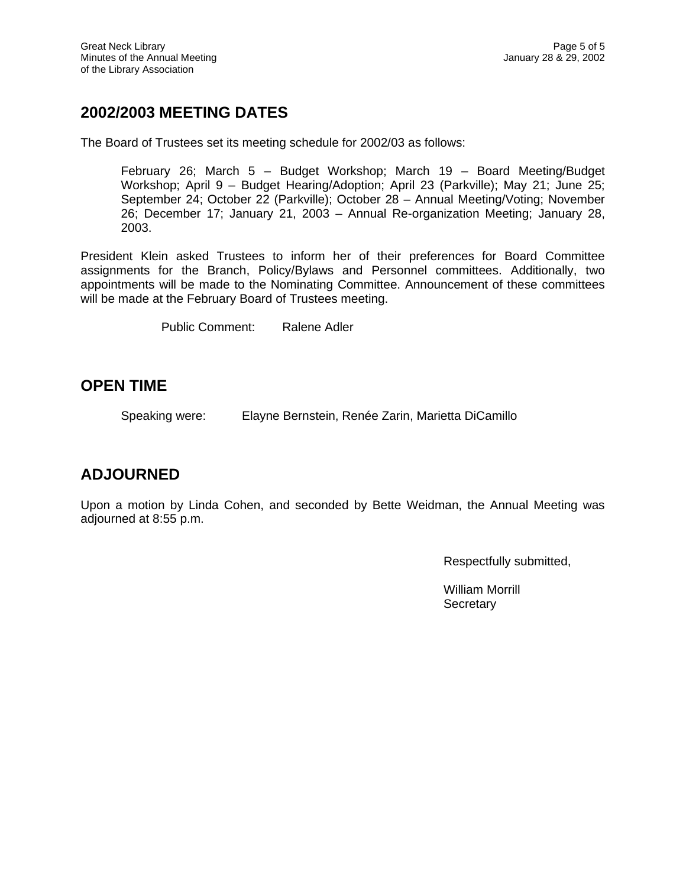## 2002/2003 MEETING DATES

The Board of Trustees set its meeting schedule for 2002/03 as follows:

> February 26; March 5 – Budget Workshop; March 19 – Board Meeting/Budget Workshop; April 9 – Budget Hearing/Adoption; April 23 (Parkville); May 21; June 25; September 24; October 22 (Parkville); October 28 – Annual Meeting/Voting; November 26; December 17; January 21, 2003 – Annual Re-organization Meeting; January 28, 2003.

President Klein asked Trustees to inform her of their preferences for Board Committee assignments for the Branch, Policy/Bylaws and Personnel committees. Additionally, two appointments will be made to the Nominating Committee. Announcement of these committees will be made at the February Board of Trustees meeting.

Public Comment: Ralene Adler

## OPEN TIME

Speaking were: Elayne Bernstein, Renée Zarin, Marietta DiCamillo

## ADJOURNED

Upon a motion by Linda Cohen, and seconded by Bette Weidman, the Annual Meeting was adjourned at 8:55 p.m.

Respectfully submitted,

William Morrill
Secretary